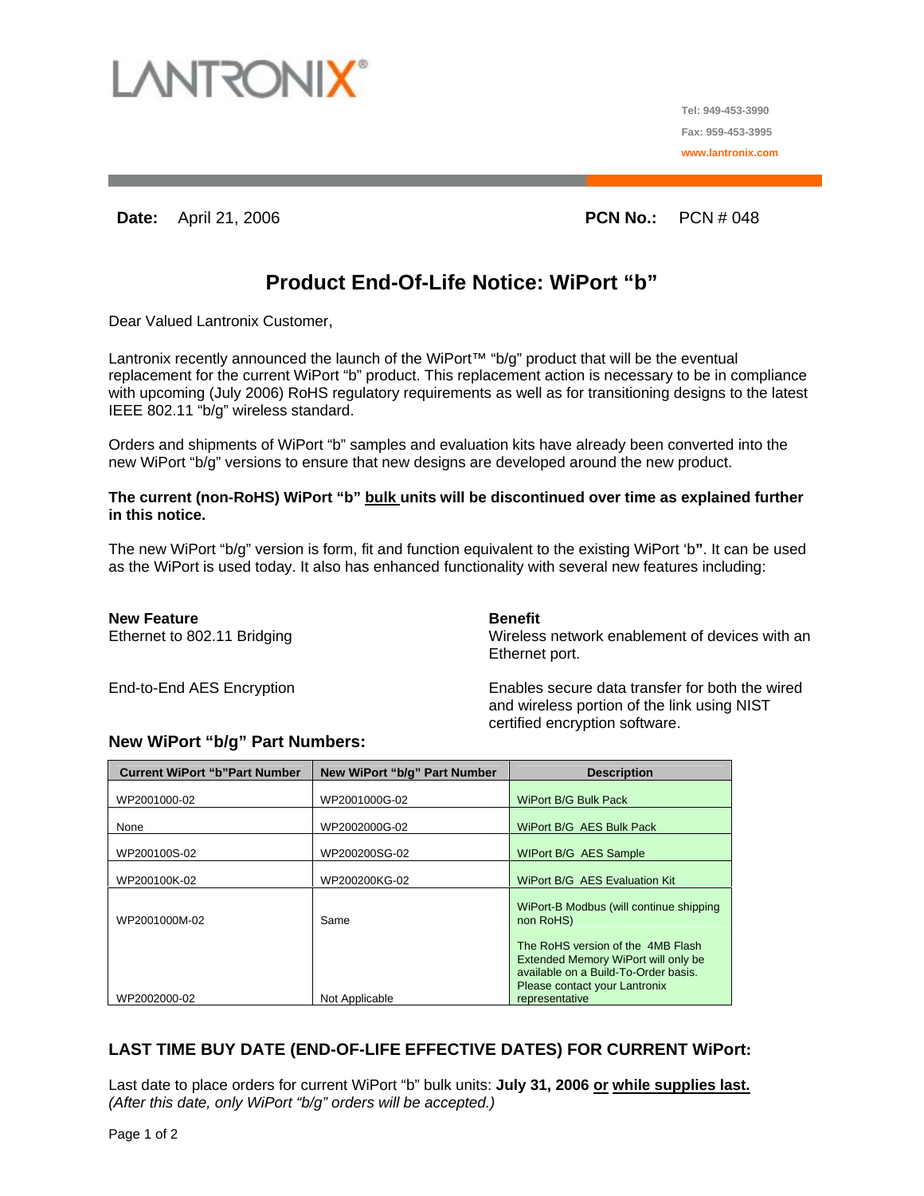LANTRONIX®

Tel: 949-453-3990

Fax: 959-453-3995

www.lantronix.com

**Date:** April 21, 2006 **PCN No.:** PCN # 048

# Product End-Of-Life Notice: WiPort "b"

Dear Valued Lantronix Customer,

Lantronix recently announced the launch of the WiPort™ "b/g" product that will be the eventual replacement for the current WiPort "b" product. This replacement action is necessary to be in compliance with upcoming (July 2006) RoHS regulatory requirements as well as for transitioning designs to the latest IEEE 802.11 "b/g" wireless standard.

Orders and shipments of WiPort "b" samples and evaluation kits have already been converted into the new WiPort "b/g" versions to ensure that new designs are developed around the new product.

**The current (non-RoHS) WiPort "b" <u>bulk</u> units will be discontinued over time as explained further in this notice.**

The new WiPort "b/g" version is form, fit and function equivalent to the existing WiPort 'b**"**. It can be used as the WiPort is used today. It also has enhanced functionality with several new features including:

| **New Feature** | **Benefit** |
|---|---|
| Ethernet to 802.11 Bridging | Wireless network enablement of devices with an Ethernet port. |
| End-to-End AES Encryption | Enables secure data transfer for both the wired and wireless portion of the link using NIST certified encryption software. |

### New WiPort "b/g" Part Numbers:

| Current WiPort "b"Part Number | New WiPort "b/g" Part Number | Description |
|---|---|---|
| WP2001000-02 | WP2001000G-02 | WiPort B/G Bulk Pack |
| None | WP2002000G-02 | WiPort B/G AES Bulk Pack |
| WP200100S-02 | WP200200SG-02 | WIPort B/G AES Sample |
| WP200100K-02 | WP200200KG-02 | WiPort B/G AES Evaluation Kit |
| WP2001000M-02 | Same | WiPort-B Modbus (will continue shipping non RoHS) |
| WP2002000-02 | Not Applicable | The RoHS version of the 4MB Flash Extended Memory WiPort will only be available on a Build-To-Order basis. Please contact your Lantronix representative |

### LAST TIME BUY DATE (END-OF-LIFE EFFECTIVE DATES) FOR CURRENT WiPort:

Last date to place orders for current WiPort "b" bulk units: **July 31, 2006 <u>or</u> <u>while supplies last.</u>**
*(After this date, only WiPort "b/g" orders will be accepted.)*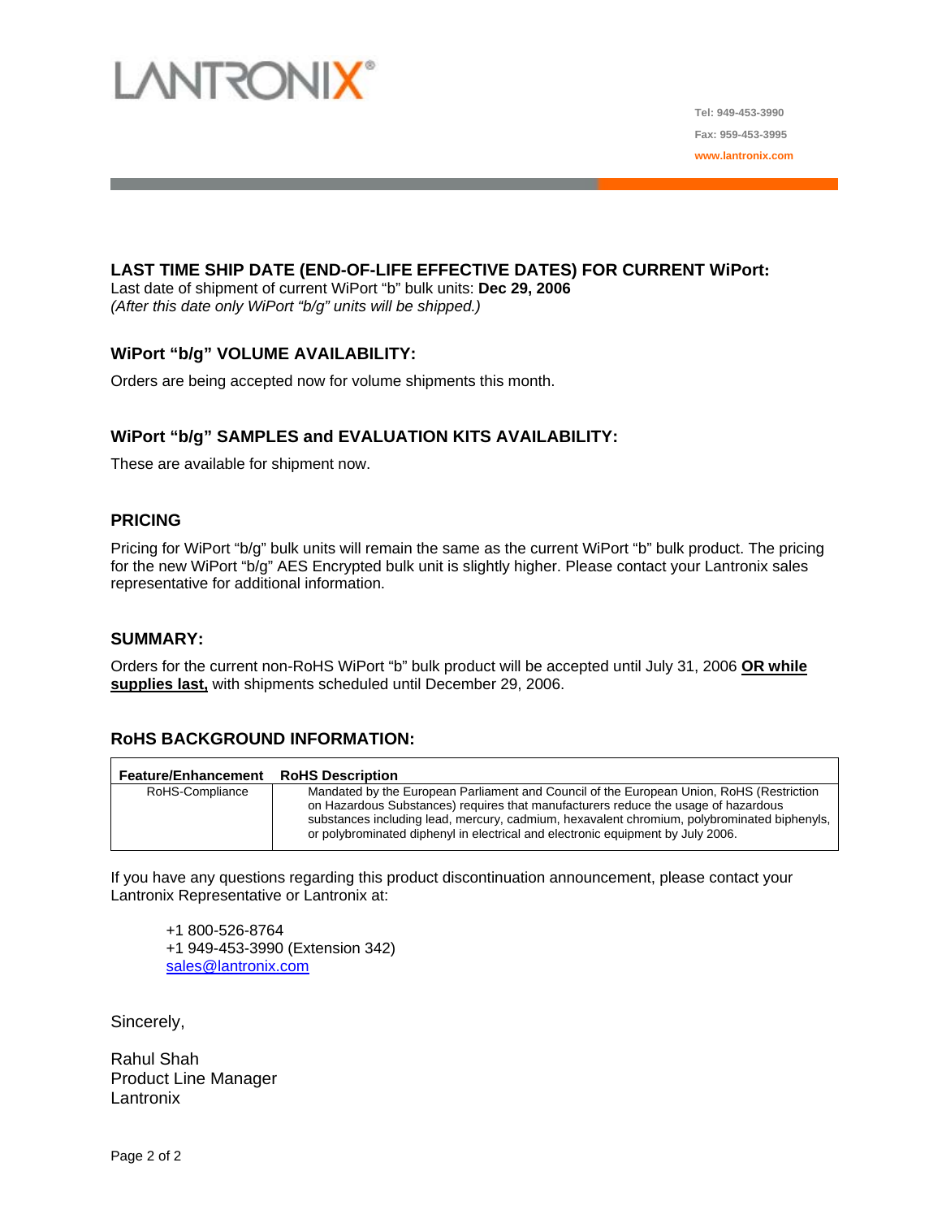Tel: 949-453-3990

Fax: 959-453-3995

www.lantronix.com

## LAST TIME SHIP DATE (END-OF-LIFE EFFECTIVE DATES) FOR CURRENT WiPort:

Last date of shipment of current WiPort “b” bulk units: **Dec 29, 2006**
*(After this date only WiPort “b/g” units will be shipped.)*

## WiPort “b/g” VOLUME AVAILABILITY:

Orders are being accepted now for volume shipments this month.

## WiPort “b/g” SAMPLES and EVALUATION KITS AVAILABILITY:

These are available for shipment now.

## PRICING

Pricing for WiPort “b/g” bulk units will remain the same as the current WiPort “b” bulk product. The pricing for the new WiPort “b/g” AES Encrypted bulk unit is slightly higher. Please contact your Lantronix sales representative for additional information.

## SUMMARY:

Orders for the current non-RoHS WiPort “b” bulk product will be accepted until July 31, 2006 **OR while supplies last,** with shipments scheduled until December 29, 2006.

## RoHS BACKGROUND INFORMATION:

| Feature/Enhancement | RoHS Description |
|---|---|
| RoHS-Compliance | Mandated by the European Parliament and Council of the European Union, RoHS (Restriction on Hazardous Substances) requires that manufacturers reduce the usage of hazardous substances including lead, mercury, cadmium, hexavalent chromium, polybrominated biphenyls, or polybrominated diphenyl in electrical and electronic equipment by July 2006. |

If you have any questions regarding this product discontinuation announcement, please contact your Lantronix Representative or Lantronix at:

+1 800-526-8764
+1 949-453-3990 (Extension 342)
sales@lantronix.com

Sincerely,

Rahul Shah
Product Line Manager
Lantronix